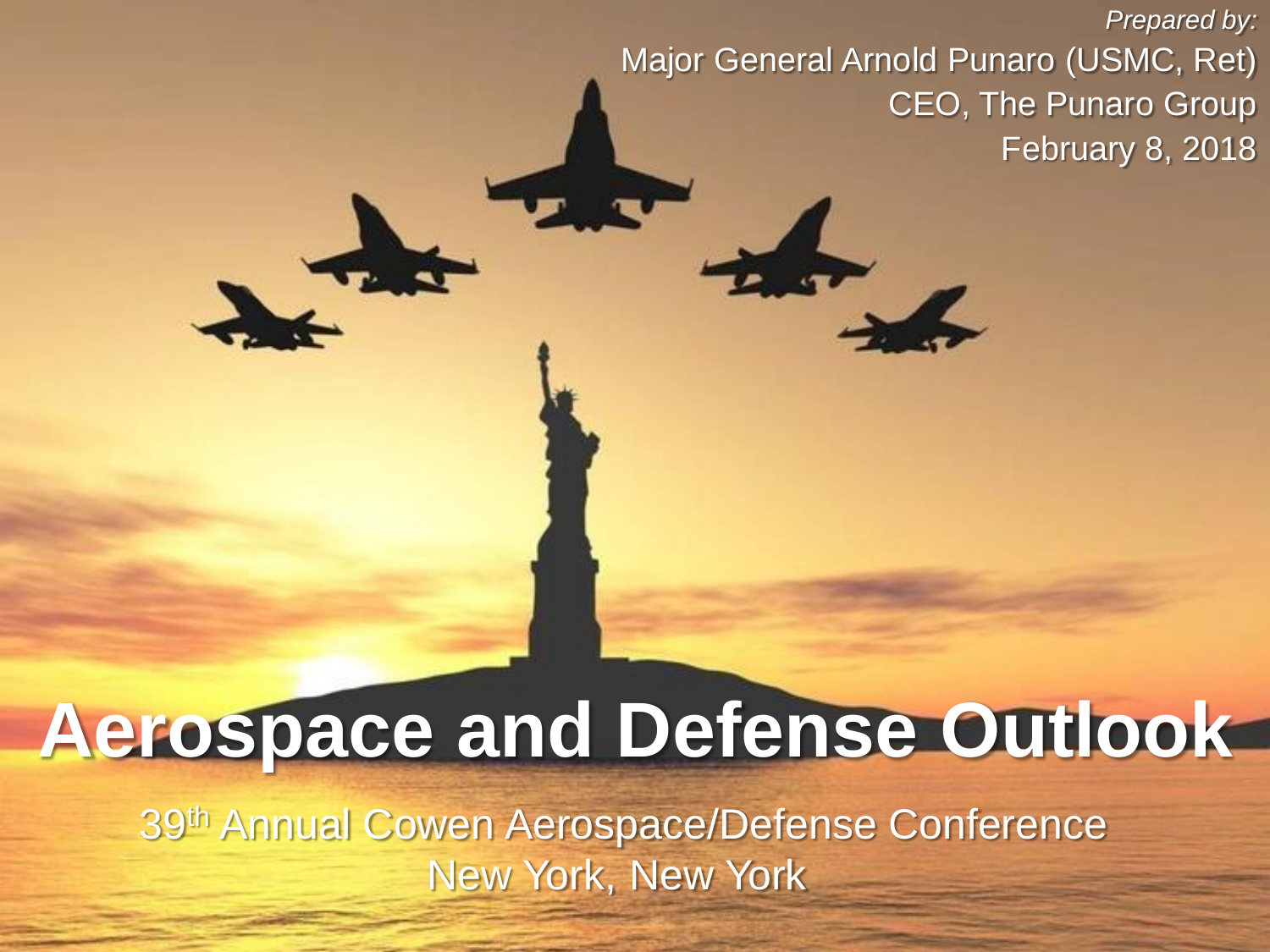*Prepared by:*

Major General Arnold Punaro (USMC, Ret)

CEO, The Punaro Group

February 8, 2018

# Aerospace and Defense Outlook

39th Annual Cowen Aerospace/Defense Conference

New York, New York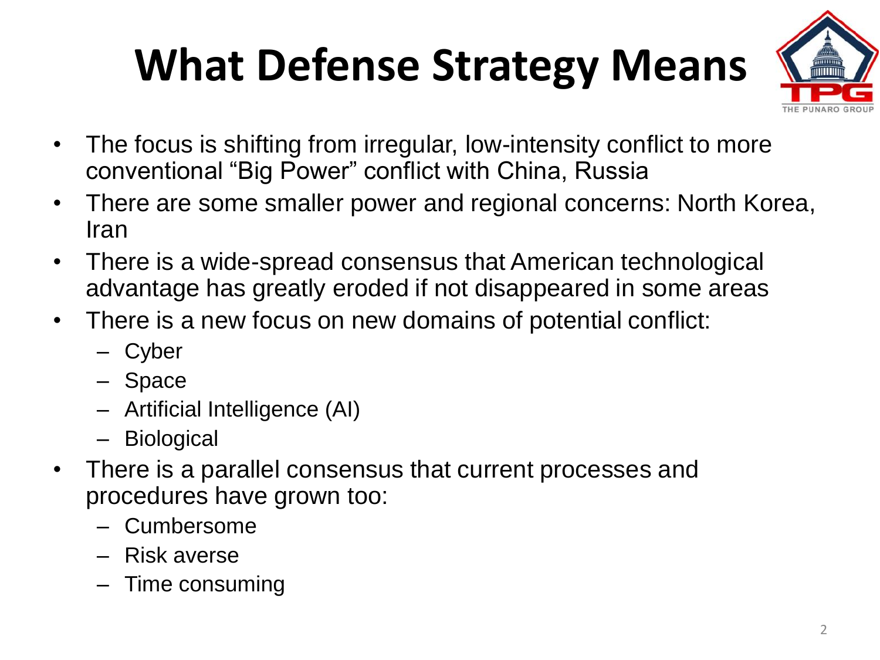# What Defense Strategy Means

- The focus is shifting from irregular, low-intensity conflict to more conventional "Big Power" conflict with China, Russia
- There are some smaller power and regional concerns: North Korea, Iran
- There is a wide-spread consensus that American technological advantage has greatly eroded if not disappeared in some areas
- There is a new focus on new domains of potential conflict:
  - Cyber
  - Space
  - Artificial Intelligence (AI)
  - Biological
- There is a parallel consensus that current processes and procedures have grown too:
  - Cumbersome
  - Risk averse
  - Time consuming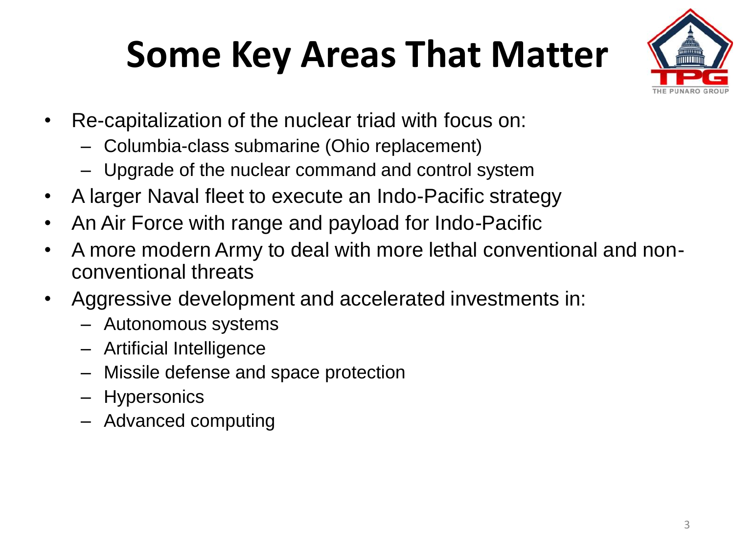# Some Key Areas That Matter

- Re-capitalization of the nuclear triad with focus on:
  - Columbia-class submarine (Ohio replacement)
  - Upgrade of the nuclear command and control system
- A larger Naval fleet to execute an Indo-Pacific strategy
- An Air Force with range and payload for Indo-Pacific
- A more modern Army to deal with more lethal conventional and non-conventional threats
- Aggressive development and accelerated investments in:
  - Autonomous systems
  - Artificial Intelligence
  - Missile defense and space protection
  - Hypersonics
  - Advanced computing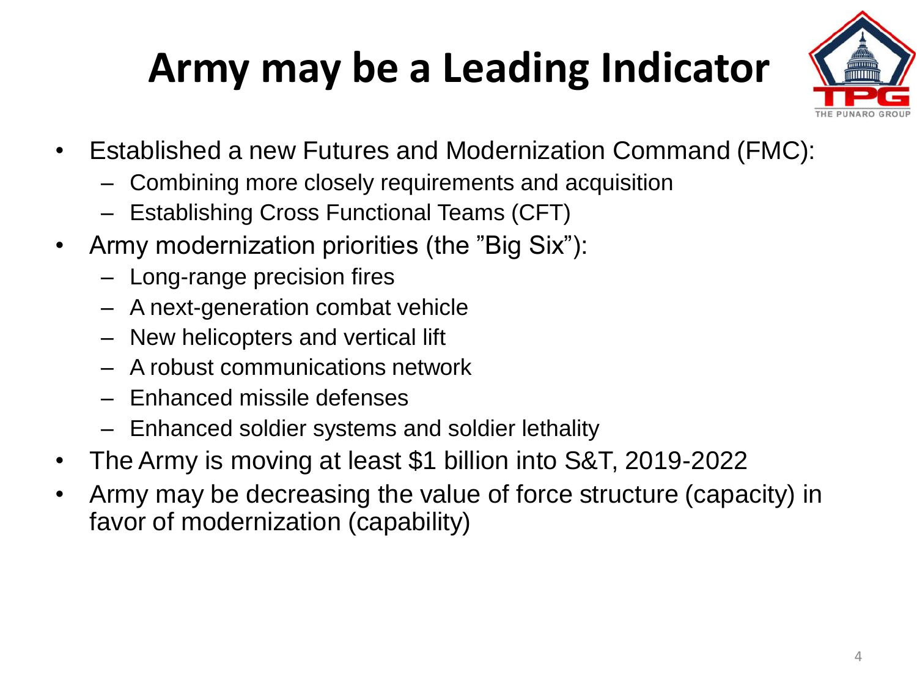# Army may be a Leading Indicator

- Established a new Futures and Modernization Command (FMC):
  - Combining more closely requirements and acquisition
  - Establishing Cross Functional Teams (CFT)
- Army modernization priorities (the ”Big Six”):
  - Long-range precision fires
  - A next-generation combat vehicle
  - New helicopters and vertical lift
  - A robust communications network
  - Enhanced missile defenses
  - Enhanced soldier systems and soldier lethality
- The Army is moving at least $1 billion into S&T, 2019-2022
- Army may be decreasing the value of force structure (capacity) in favor of modernization (capability)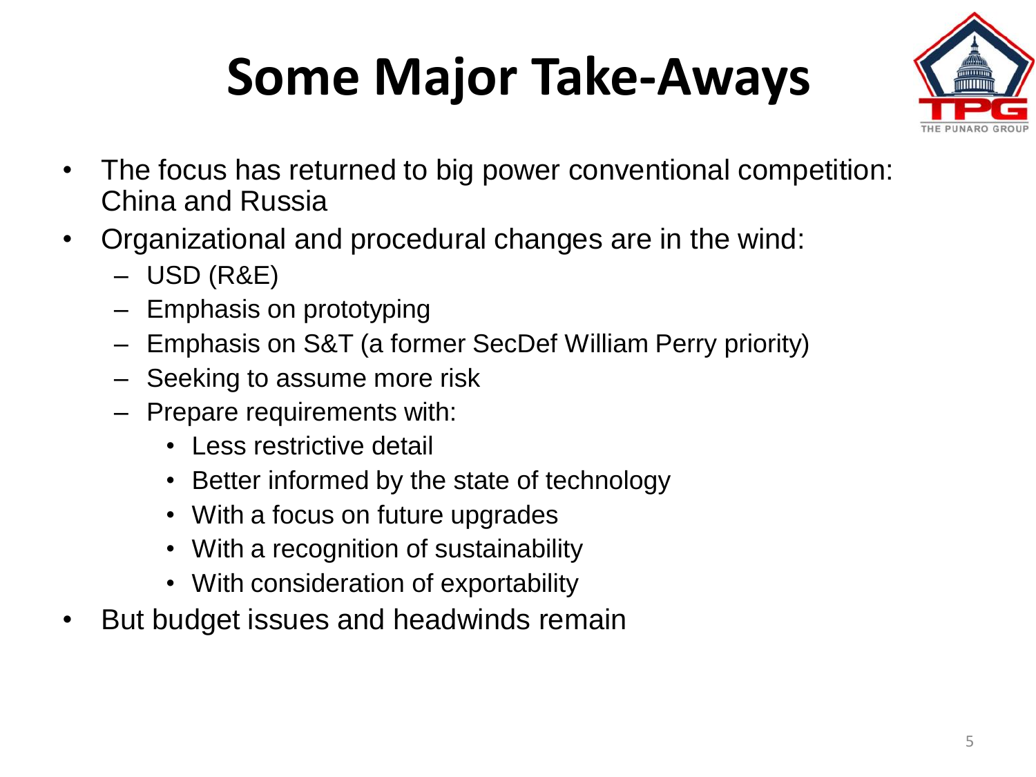# Some Major Take-Aways

- The focus has returned to big power conventional competition: China and Russia
- Organizational and procedural changes are in the wind:
  - USD (R&E)
  - Emphasis on prototyping
  - Emphasis on S&T (a former SecDef William Perry priority)
  - Seeking to assume more risk
  - Prepare requirements with:
    - Less restrictive detail
    - Better informed by the state of technology
    - With a focus on future upgrades
    - With a recognition of sustainability
    - With consideration of exportability
- But budget issues and headwinds remain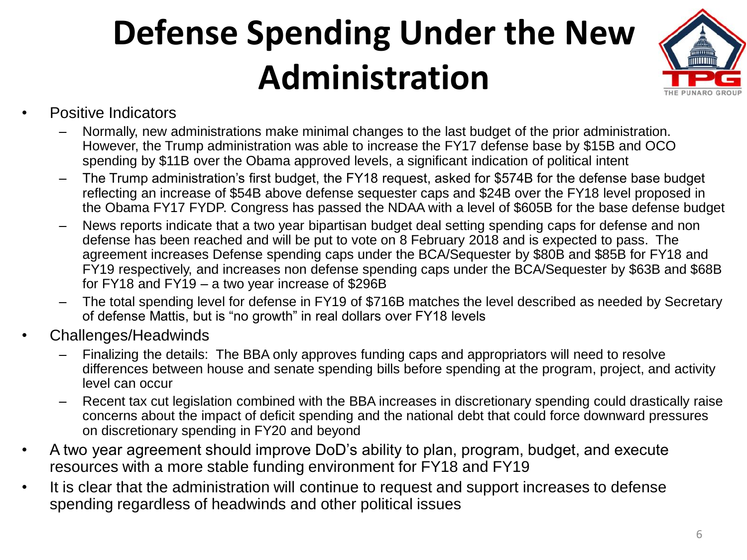# Defense Spending Under the New Administration

- Positive Indicators
  - Normally, new administrations make minimal changes to the last budget of the prior administration. However, the Trump administration was able to increase the FY17 defense base by $15B and OCO spending by $11B over the Obama approved levels, a significant indication of political intent
  - The Trump administration's first budget, the FY18 request, asked for $574B for the defense base budget reflecting an increase of $54B above defense sequester caps and $24B over the FY18 level proposed in the Obama FY17 FYDP. Congress has passed the NDAA with a level of $605B for the base defense budget
  - News reports indicate that a two year bipartisan budget deal setting spending caps for defense and non defense has been reached and will be put to vote on 8 February 2018 and is expected to pass. The agreement increases Defense spending caps under the BCA/Sequester by $80B and $85B for FY18 and FY19 respectively, and increases non defense spending caps under the BCA/Sequester by $63B and $68B for FY18 and FY19 – a two year increase of $296B
  - The total spending level for defense in FY19 of $716B matches the level described as needed by Secretary of defense Mattis, but is "no growth" in real dollars over FY18 levels
- Challenges/Headwinds
  - Finalizing the details: The BBA only approves funding caps and appropriators will need to resolve differences between house and senate spending bills before spending at the program, project, and activity level can occur
  - Recent tax cut legislation combined with the BBA increases in discretionary spending could drastically raise concerns about the impact of deficit spending and the national debt that could force downward pressures on discretionary spending in FY20 and beyond
- A two year agreement should improve DoD's ability to plan, program, budget, and execute resources with a more stable funding environment for FY18 and FY19
- It is clear that the administration will continue to request and support increases to defense spending regardless of headwinds and other political issues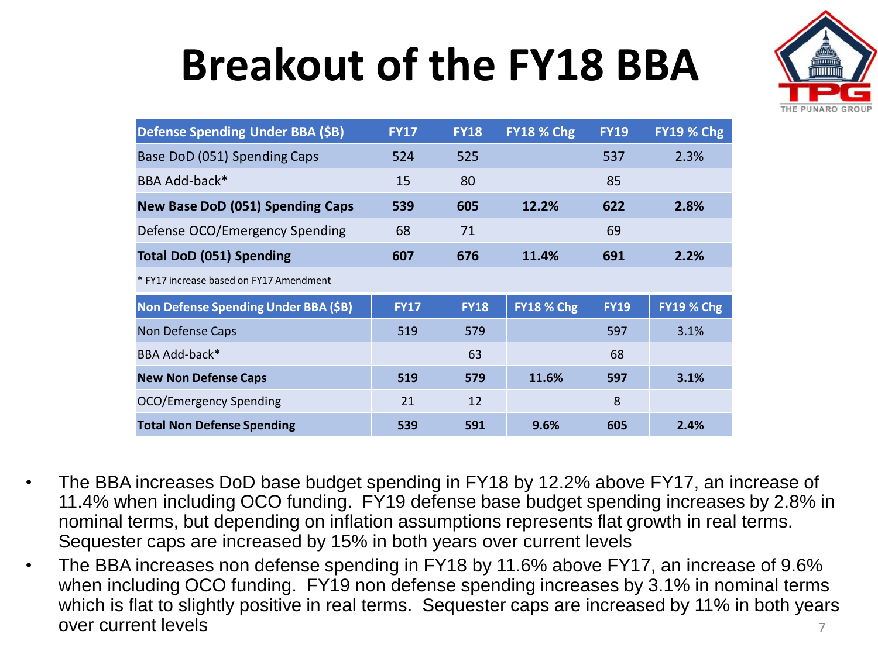# Breakout of the FY18 BBA

| Defense Spending Under BBA ($B) | FY17 | FY18 | FY18 % Chg | FY19 | FY19 % Chg |
|---|---|---|---|---|---|
| Base DoD (051) Spending Caps | 524 | 525 | | 537 | 2.3% |
| BBA Add-back* | 15 | 80 | | 85 | |
| **New Base DoD (051) Spending Caps** | **539** | **605** | **12.2%** | **622** | **2.8%** |
| Defense OCO/Emergency Spending | 68 | 71 | | 69 | |
| **Total DoD (051) Spending** | **607** | **676** | **11.4%** | **691** | **2.2%** |
| * FY17 increase based on FY17 Amendment | | | | | |

| Non Defense Spending Under BBA ($B) | FY17 | FY18 | FY18 % Chg | FY19 | FY19 % Chg |
|---|---|---|---|---|---|
| Non Defense Caps | 519 | 579 | | 597 | 3.1% |
| BBA Add-back* | | 63 | | 68 | |
| **New Non Defense Caps** | **519** | **579** | **11.6%** | **597** | **3.1%** |
| OCO/Emergency Spending | 21 | 12 | | 8 | |
| **Total Non Defense Spending** | **539** | **591** | **9.6%** | **605** | **2.4%** |

- The BBA increases DoD base budget spending in FY18 by 12.2% above FY17, an increase of 11.4% when including OCO funding. FY19 defense base budget spending increases by 2.8% in nominal terms, but depending on inflation assumptions represents flat growth in real terms. Sequester caps are increased by 15% in both years over current levels
- The BBA increases non defense spending in FY18 by 11.6% above FY17, an increase of 9.6% when including OCO funding. FY19 non defense spending increases by 3.1% in nominal terms which is flat to slightly positive in real terms. Sequester caps are increased by 11% in both years over current levels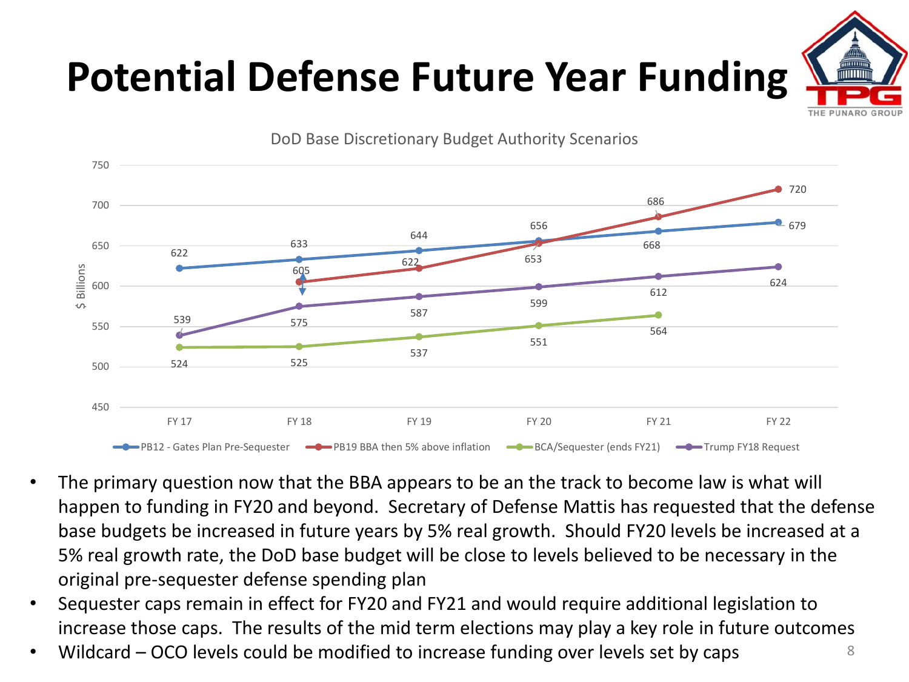# Potential Defense Future Year Funding

DoD Base Discretionary Budget Authority Scenarios

| $ Billions | FY 17 | FY 18 | FY 19 | FY 20 | FY 21 | FY 22 |
|---|---|---|---|---|---|---|
| PB12 - Gates Plan Pre-Sequester | 622 | 633 | 644 | 656 | 668 | 679 |
| PB19 BBA then 5% above inflation | | 605 | 622 | 653 | 686 | 720 |
| BCA/Sequester (ends FY21) | 524 | 525 | 537 | 551 | 564 | |
| Trump FY18 Request | 539 | 575 | 587 | 599 | 612 | 624 |

- The primary question now that the BBA appears to be an the track to become law is what will happen to funding in FY20 and beyond. Secretary of Defense Mattis has requested that the defense base budgets be increased in future years by 5% real growth. Should FY20 levels be increased at a 5% real growth rate, the DoD base budget will be close to levels believed to be necessary in the original pre-sequester defense spending plan
- Sequester caps remain in effect for FY20 and FY21 and would require additional legislation to increase those caps. The results of the mid term elections may play a key role in future outcomes
- Wildcard – OCO levels could be modified to increase funding over levels set by caps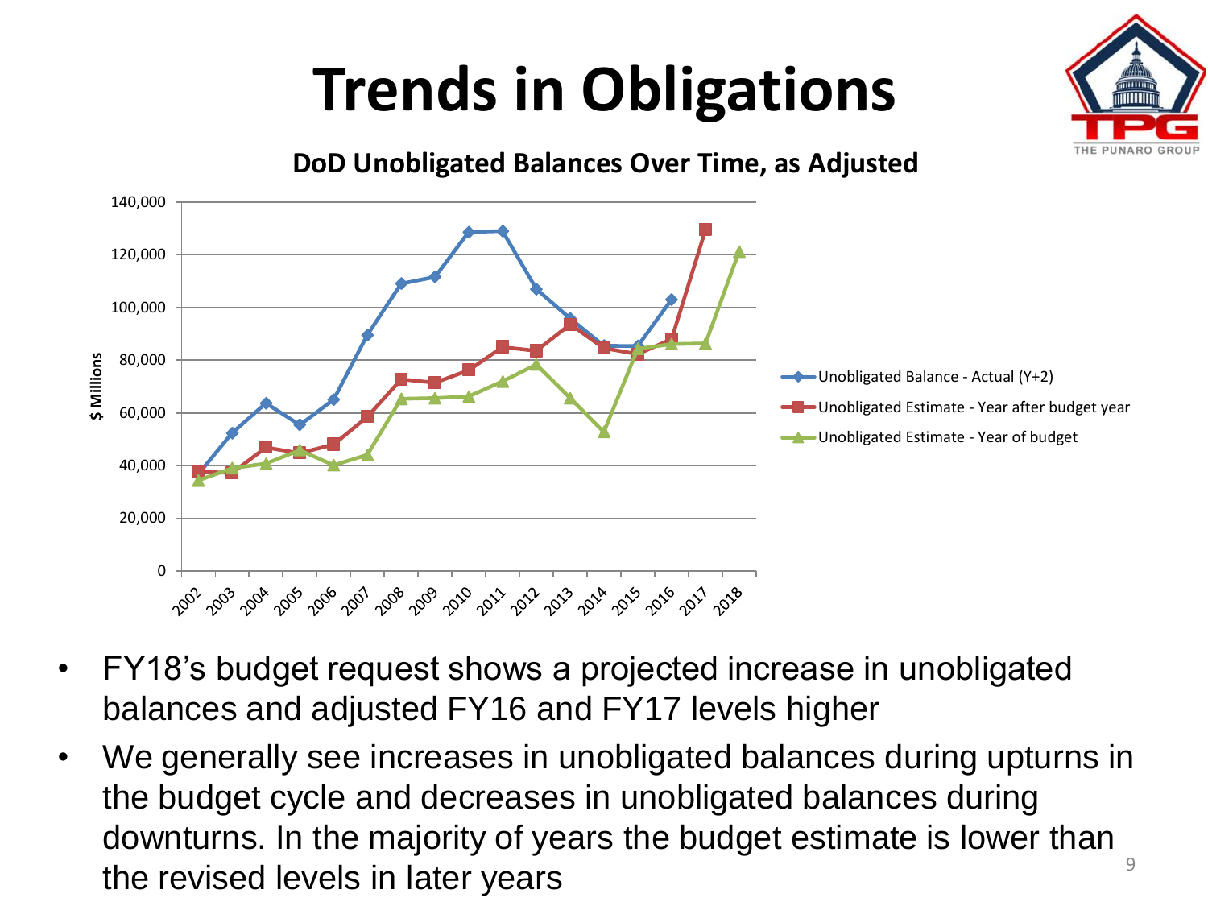# Trends in Obligations

**DoD Unobligated Balances Over Time, as Adjusted**

- FY18's budget request shows a projected increase in unobligated balances and adjusted FY16 and FY17 levels higher
- We generally see increases in unobligated balances during upturns in the budget cycle and decreases in unobligated balances during downturns. In the majority of years the budget estimate is lower than the revised levels in later years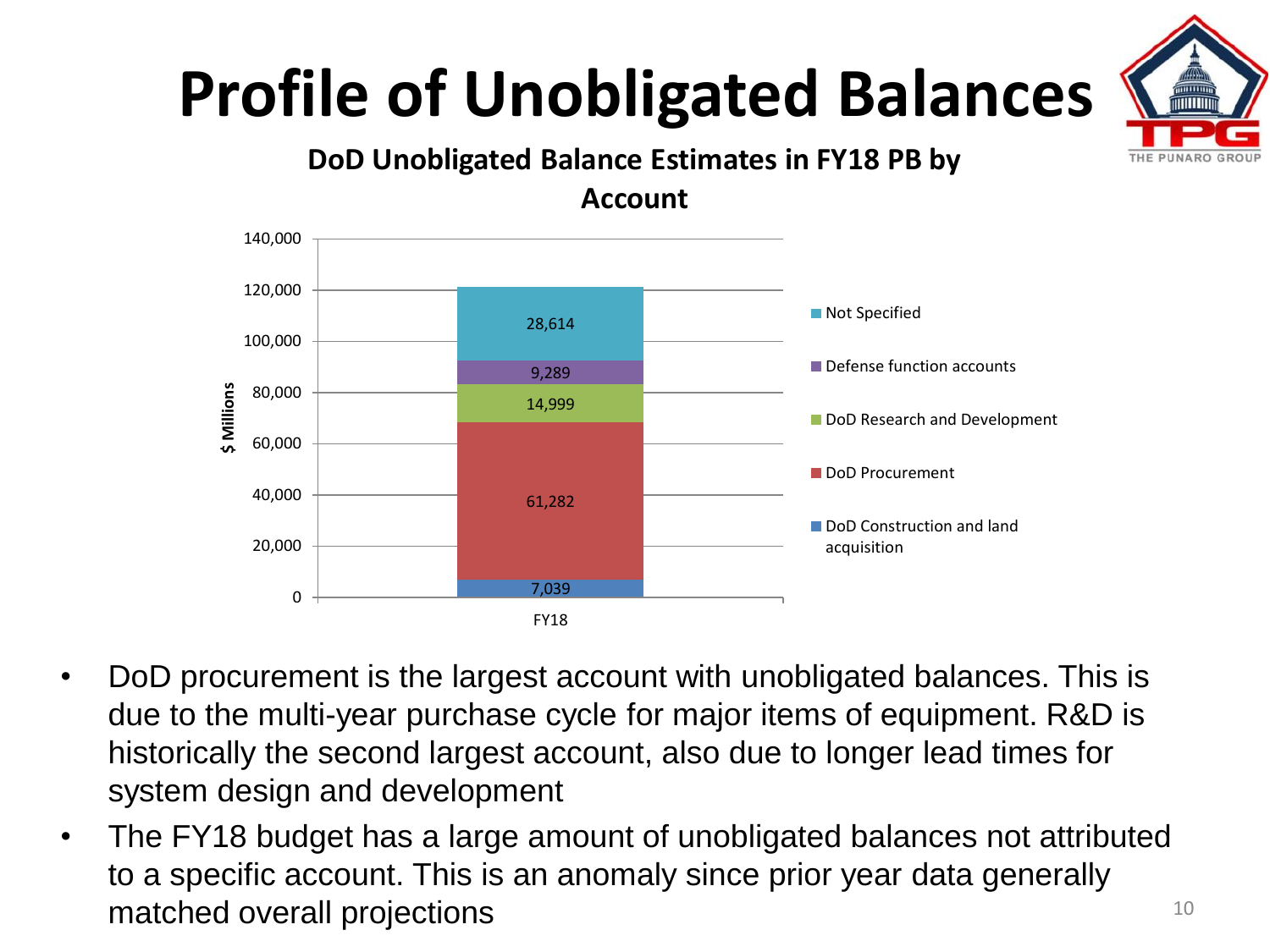# Profile of Unobligated Balances

**DoD Unobligated Balance Estimates in FY18 PB by Account**

| Account | FY18 ($ Millions) |
|---|---|
| Not Specified | 28,614 |
| Defense function accounts | 9,289 |
| DoD Research and Development | 14,999 |
| DoD Procurement | 61,282 |
| DoD Construction and land acquisition | 7,039 |

- DoD procurement is the largest account with unobligated balances. This is due to the multi-year purchase cycle for major items of equipment. R&D is historically the second largest account, also due to longer lead times for system design and development
- The FY18 budget has a large amount of unobligated balances not attributed to a specific account. This is an anomaly since prior year data generally matched overall projections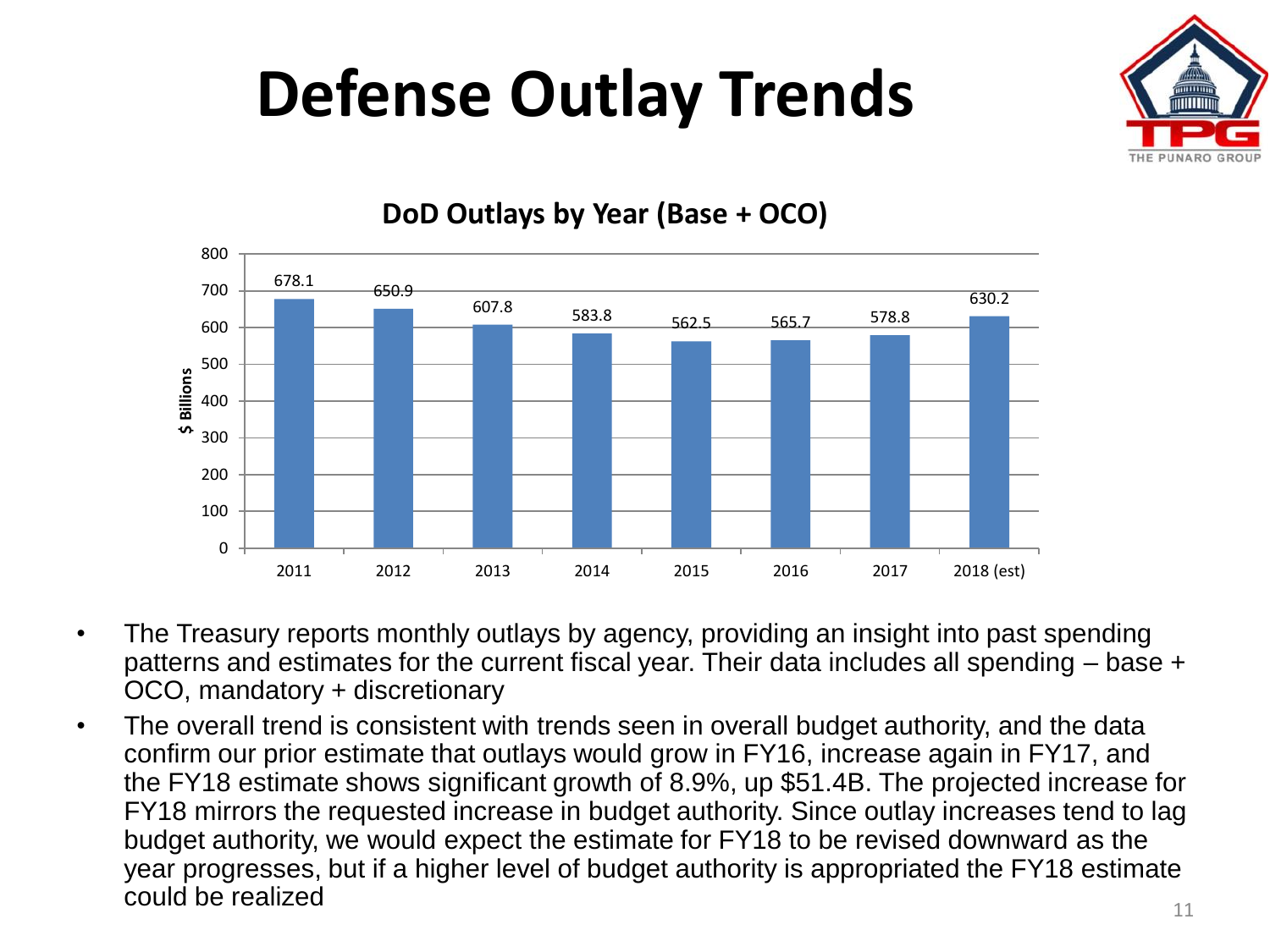# Defense Outlay Trends

## DoD Outlays by Year (Base + OCO)

| Year | $ Billions |
|---|---|
| 2011 | 678.1 |
| 2012 | 650.9 |
| 2013 | 607.8 |
| 2014 | 583.8 |
| 2015 | 562.5 |
| 2016 | 565.7 |
| 2017 | 578.8 |
| 2018 (est) | 630.2 |

- The Treasury reports monthly outlays by agency, providing an insight into past spending patterns and estimates for the current fiscal year. Their data includes all spending – base + OCO, mandatory + discretionary
- The overall trend is consistent with trends seen in overall budget authority, and the data confirm our prior estimate that outlays would grow in FY16, increase again in FY17, and the FY18 estimate shows significant growth of 8.9%, up $51.4B. The projected increase for FY18 mirrors the requested increase in budget authority. Since outlay increases tend to lag budget authority, we would expect the estimate for FY18 to be revised downward as the year progresses, but if a higher level of budget authority is appropriated the FY18 estimate could be realized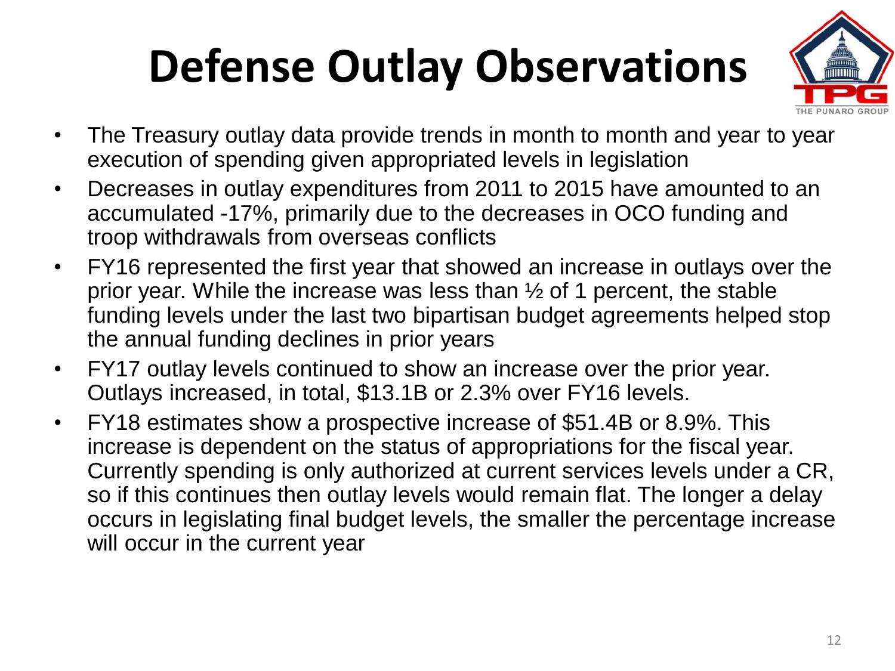# Defense Outlay Observations

- The Treasury outlay data provide trends in month to month and year to year execution of spending given appropriated levels in legislation
- Decreases in outlay expenditures from 2011 to 2015 have amounted to an accumulated -17%, primarily due to the decreases in OCO funding and troop withdrawals from overseas conflicts
- FY16 represented the first year that showed an increase in outlays over the prior year. While the increase was less than ½ of 1 percent, the stable funding levels under the last two bipartisan budget agreements helped stop the annual funding declines in prior years
- FY17 outlay levels continued to show an increase over the prior year. Outlays increased, in total, $13.1B or 2.3% over FY16 levels.
- FY18 estimates show a prospective increase of $51.4B or 8.9%. This increase is dependent on the status of appropriations for the fiscal year. Currently spending is only authorized at current services levels under a CR, so if this continues then outlay levels would remain flat. The longer a delay occurs in legislating final budget levels, the smaller the percentage increase will occur in the current year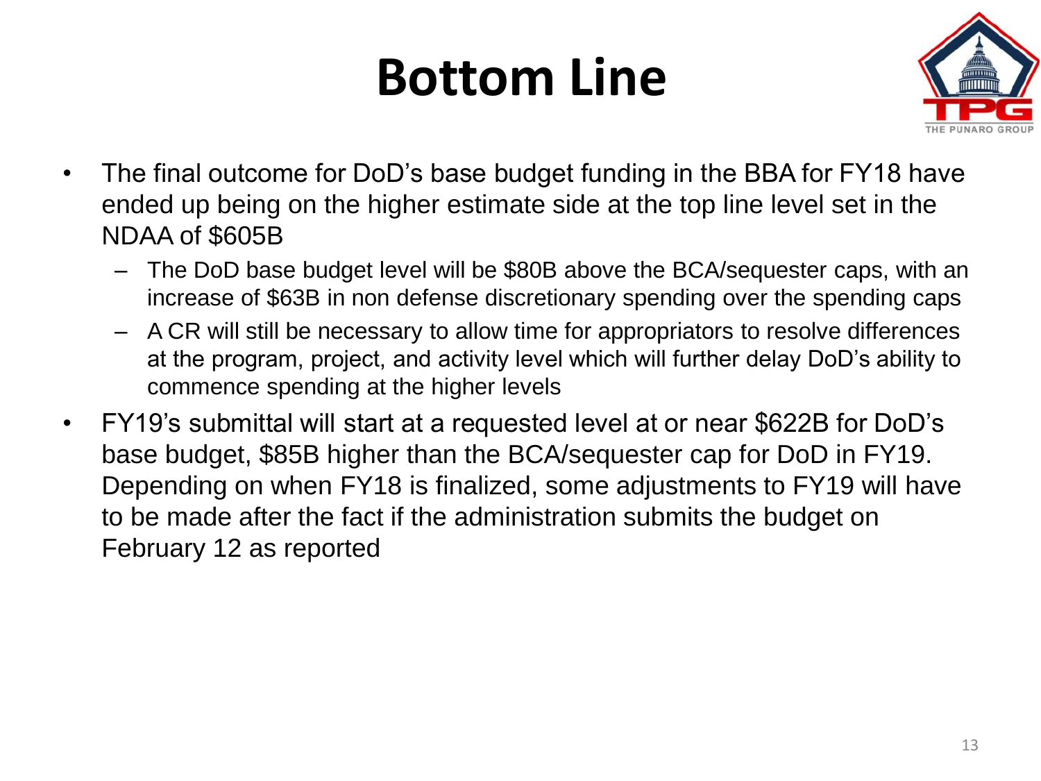# Bottom Line

- The final outcome for DoD’s base budget funding in the BBA for FY18 have ended up being on the higher estimate side at the top line level set in the NDAA of $605B
  - The DoD base budget level will be $80B above the BCA/sequester caps, with an increase of $63B in non defense discretionary spending over the spending caps
  - A CR will still be necessary to allow time for appropriators to resolve differences at the program, project, and activity level which will further delay DoD’s ability to commence spending at the higher levels
- FY19’s submittal will start at a requested level at or near $622B for DoD’s base budget, $85B higher than the BCA/sequester cap for DoD in FY19. Depending on when FY18 is finalized, some adjustments to FY19 will have to be made after the fact if the administration submits the budget on February 12 as reported